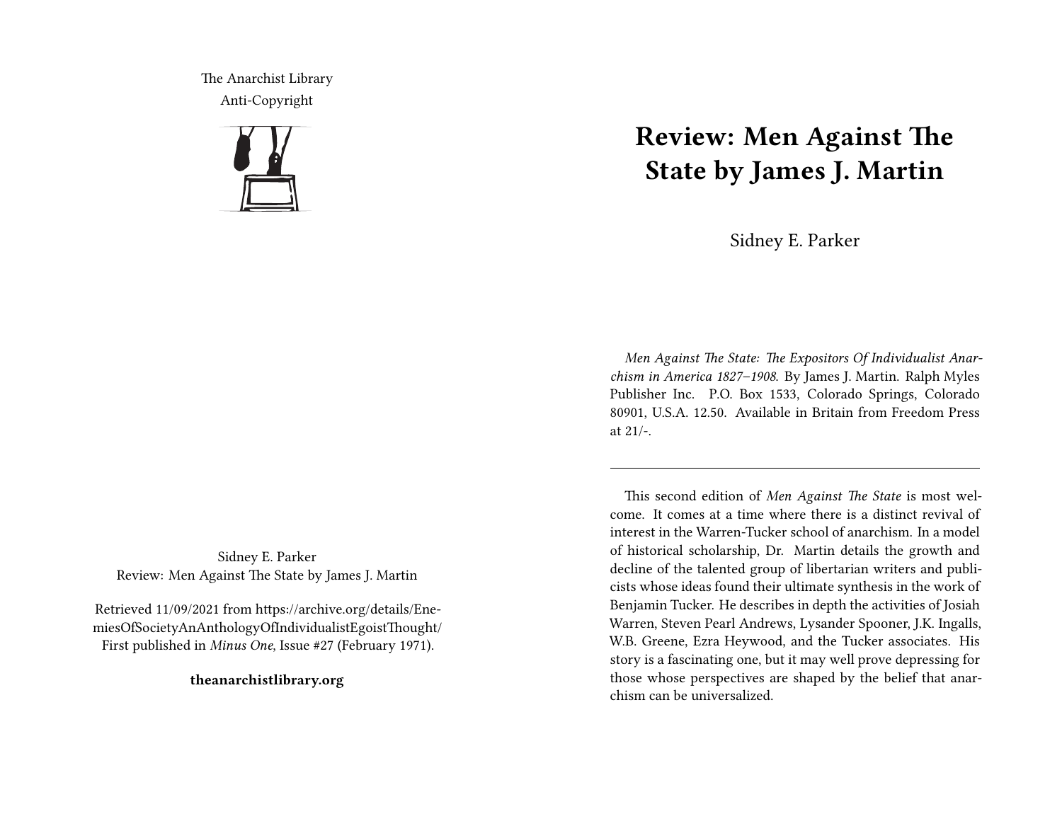The Anarchist Library
Anti-Copyright

# Review: Men Against The State by James J. Martin

Sidney E. Parker

*Men Against The State: The Expositors Of Individualist Anarchism in America 1827–1908.* By James J. Martin. Ralph Myles Publisher Inc. P.O. Box 1533, Colorado Springs, Colorado 80901, U.S.A. 12.50. Available in Britain from Freedom Press at 21/-.

---

This second edition of *Men Against The State* is most welcome. It comes at a time where there is a distinct revival of interest in the Warren-Tucker school of anarchism. In a model of historical scholarship, Dr. Martin details the growth and decline of the talented group of libertarian writers and publicists whose ideas found their ultimate synthesis in the work of Benjamin Tucker. He describes in depth the activities of Josiah Warren, Steven Pearl Andrews, Lysander Spooner, J.K. Ingalls, W.B. Greene, Ezra Heywood, and the Tucker associates. His story is a fascinating one, but it may well prove depressing for those whose perspectives are shaped by the belief that anarchism can be universalized.

Sidney E. Parker
Review: Men Against The State by James J. Martin

Retrieved 11/09/2021 from https://archive.org/details/EnemiesOfSocietyAnAnthologyOfIndividualistEgoistThought/
First published in *Minus One*, Issue #27 (February 1971).

**theanarchistlibrary.org**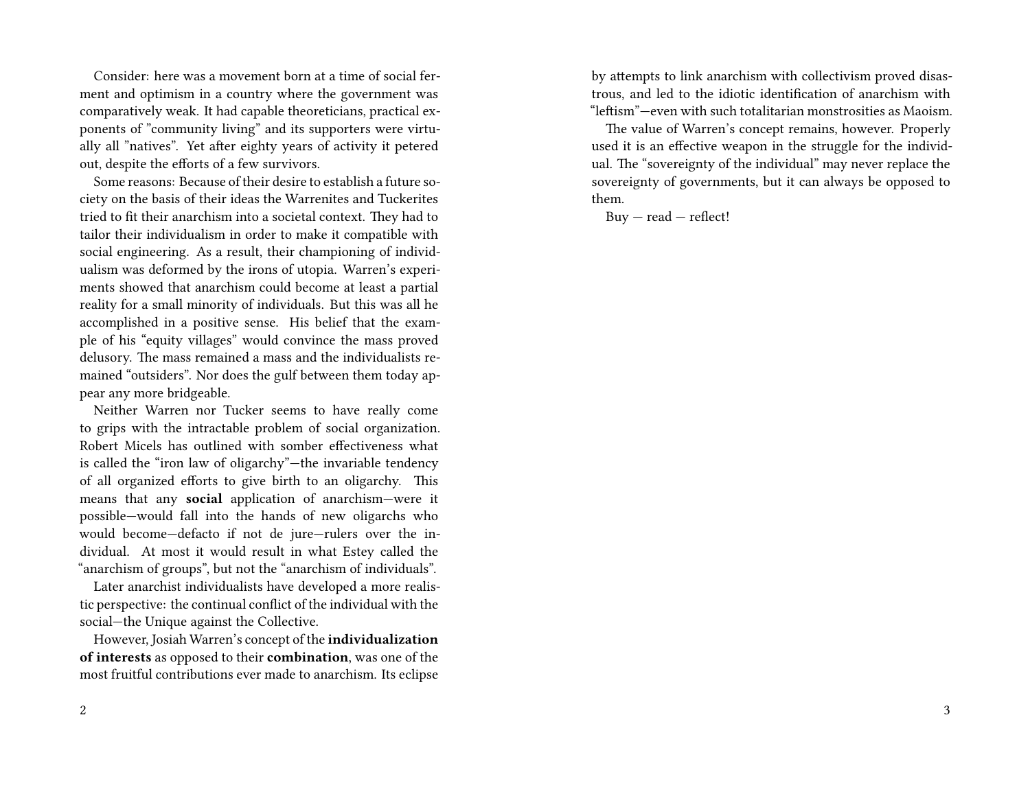Consider: here was a movement born at a time of social ferment and optimism in a country where the government was comparatively weak. It had capable theoreticians, practical exponents of "community living" and its supporters were virtually all "natives". Yet after eighty years of activity it petered out, despite the efforts of a few survivors.

Some reasons: Because of their desire to establish a future society on the basis of their ideas the Warrenites and Tuckerites tried to fit their anarchism into a societal context. They had to tailor their individualism in order to make it compatible with social engineering. As a result, their championing of individualism was deformed by the irons of utopia. Warren's experiments showed that anarchism could become at least a partial reality for a small minority of individuals. But this was all he accomplished in a positive sense. His belief that the example of his "equity villages" would convince the mass proved delusory. The mass remained a mass and the individualists remained "outsiders". Nor does the gulf between them today appear any more bridgeable.

Neither Warren nor Tucker seems to have really come to grips with the intractable problem of social organization. Robert Micels has outlined with somber effectiveness what is called the "iron law of oligarchy"—the invariable tendency of all organized efforts to give birth to an oligarchy. This means that any **social** application of anarchism—were it possible—would fall into the hands of new oligarchs who would become—defacto if not de jure—rulers over the individual. At most it would result in what Estey called the "anarchism of groups", but not the "anarchism of individuals".

Later anarchist individualists have developed a more realistic perspective: the continual conflict of the individual with the social—the Unique against the Collective.

However, Josiah Warren's concept of the **individualization of interests** as opposed to their **combination**, was one of the most fruitful contributions ever made to anarchism. Its eclipse by attempts to link anarchism with collectivism proved disastrous, and led to the idiotic identification of anarchism with "leftism"—even with such totalitarian monstrosities as Maoism.

The value of Warren's concept remains, however. Properly used it is an effective weapon in the struggle for the individual. The "sovereignty of the individual" may never replace the sovereignty of governments, but it can always be opposed to them.

Buy — read — reflect!